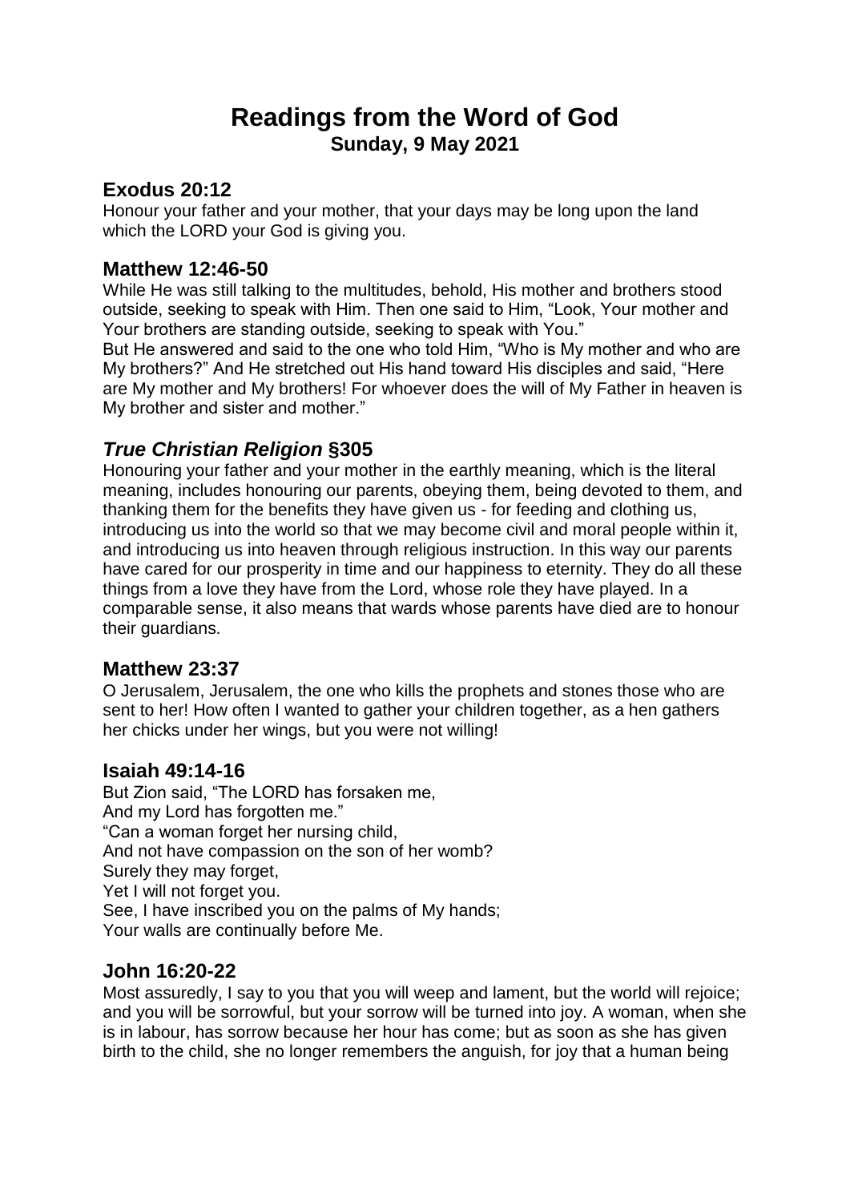# Readings from the Word of God

**Sunday, 9 May 2021**

## Exodus 20:12

Honour your father and your mother, that your days may be long upon the land which the LORD your God is giving you.

## Matthew 12:46-50

While He was still talking to the multitudes, behold, His mother and brothers stood outside, seeking to speak with Him. Then one said to Him, "Look, Your mother and Your brothers are standing outside, seeking to speak with You."

But He answered and said to the one who told Him, "Who is My mother and who are My brothers?" And He stretched out His hand toward His disciples and said, "Here are My mother and My brothers! For whoever does the will of My Father in heaven is My brother and sister and mother."

## *True Christian Religion* §305

Honouring your father and your mother in the earthly meaning, which is the literal meaning, includes honouring our parents, obeying them, being devoted to them, and thanking them for the benefits they have given us - for feeding and clothing us, introducing us into the world so that we may become civil and moral people within it, and introducing us into heaven through religious instruction. In this way our parents have cared for our prosperity in time and our happiness to eternity. They do all these things from a love they have from the Lord, whose role they have played. In a comparable sense, it also means that wards whose parents have died are to honour their guardians.

## Matthew 23:37

O Jerusalem, Jerusalem, the one who kills the prophets and stones those who are sent to her! How often I wanted to gather your children together, as a hen gathers her chicks under her wings, but you were not willing!

## Isaiah 49:14-16

But Zion said, "The LORD has forsaken me,  
And my Lord has forgotten me."  
"Can a woman forget her nursing child,  
And not have compassion on the son of her womb?  
Surely they may forget,  
Yet I will not forget you.  
See, I have inscribed you on the palms of My hands;  
Your walls are continually before Me.

## John 16:20-22

Most assuredly, I say to you that you will weep and lament, but the world will rejoice; and you will be sorrowful, but your sorrow will be turned into joy. A woman, when she is in labour, has sorrow because her hour has come; but as soon as she has given birth to the child, she no longer remembers the anguish, for joy that a human being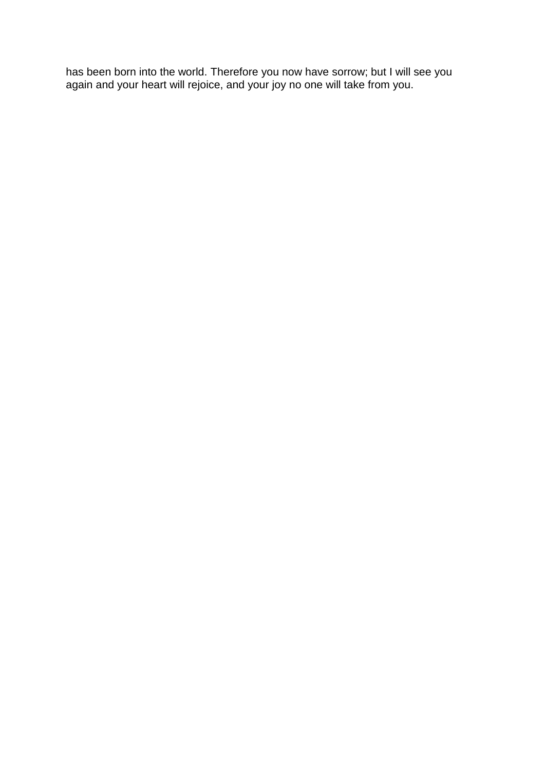has been born into the world. Therefore you now have sorrow; but I will see you again and your heart will rejoice, and your joy no one will take from you.